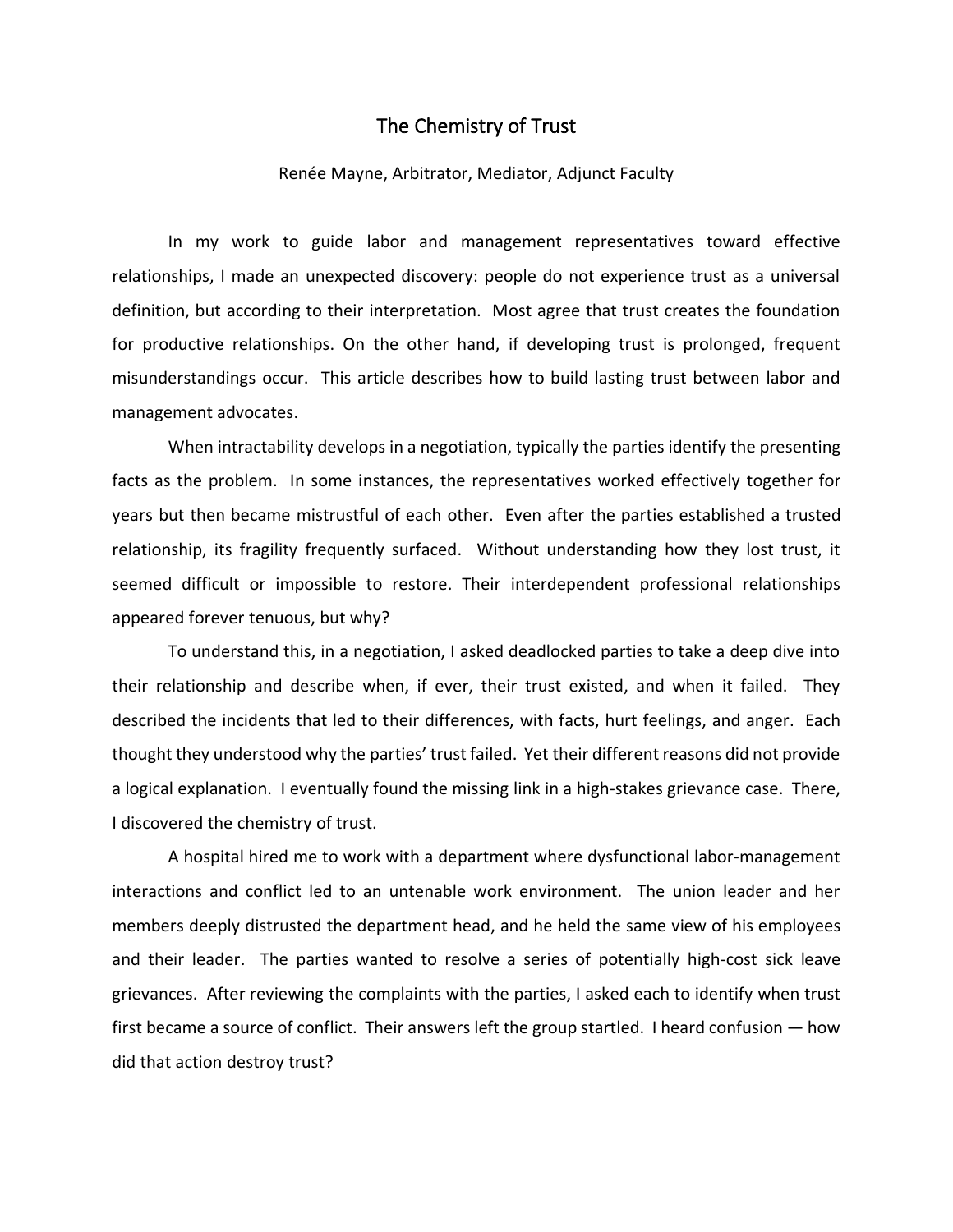# The Chemistry of Trust

Renée Mayne, Arbitrator, Mediator, Adjunct Faculty

In my work to guide labor and management representatives toward effective relationships, I made an unexpected discovery: people do not experience trust as a universal definition, but according to their interpretation. Most agree that trust creates the foundation for productive relationships. On the other hand, if developing trust is prolonged, frequent misunderstandings occur. This article describes how to build lasting trust between labor and management advocates.

When intractability develops in a negotiation, typically the parties identify the presenting facts as the problem. In some instances, the representatives worked effectively together for years but then became mistrustful of each other. Even after the parties established a trusted relationship, its fragility frequently surfaced. Without understanding how they lost trust, it seemed difficult or impossible to restore. Their interdependent professional relationships appeared forever tenuous, but why?

To understand this, in a negotiation, I asked deadlocked parties to take a deep dive into their relationship and describe when, if ever, their trust existed, and when it failed. They described the incidents that led to their differences, with facts, hurt feelings, and anger. Each thought they understood why the parties' trust failed. Yet their different reasons did not provide a logical explanation. I eventually found the missing link in a high-stakes grievance case. There, I discovered the chemistry of trust.

A hospital hired me to work with a department where dysfunctional labor-management interactions and conflict led to an untenable work environment. The union leader and her members deeply distrusted the department head, and he held the same view of his employees and their leader. The parties wanted to resolve a series of potentially high-cost sick leave grievances. After reviewing the complaints with the parties, I asked each to identify when trust first became a source of conflict. Their answers left the group startled. I heard confusion — how did that action destroy trust?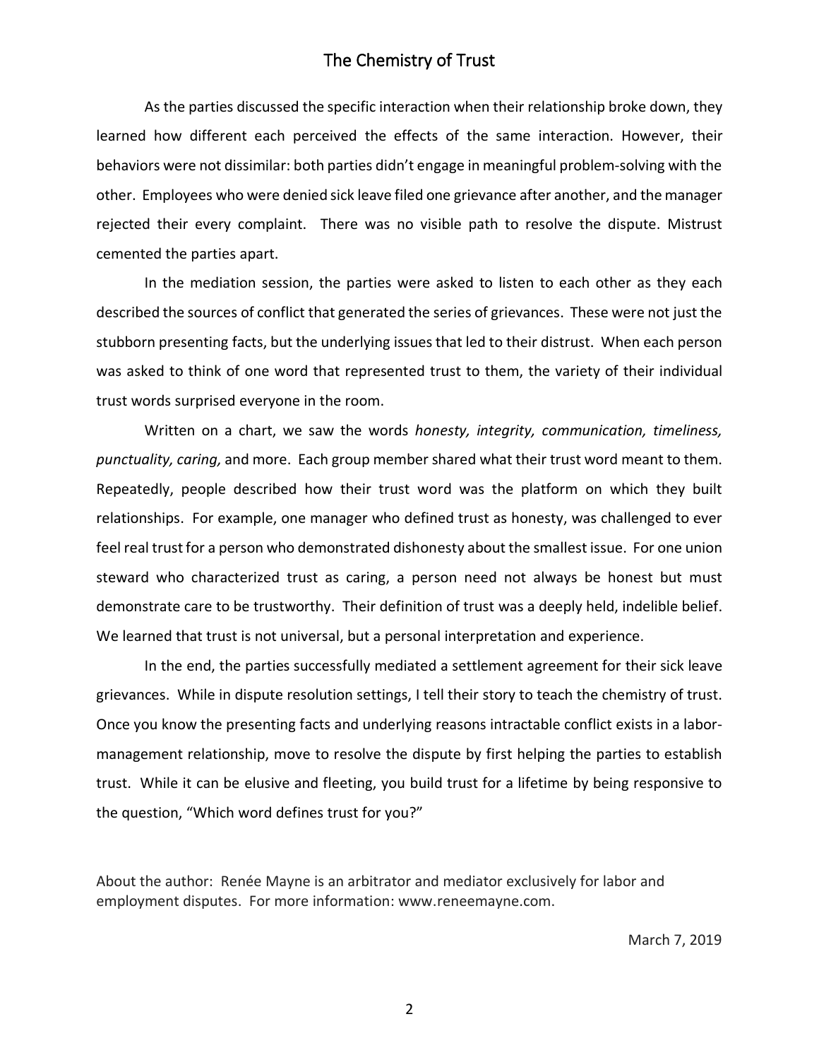As the parties discussed the specific interaction when their relationship broke down, they learned how different each perceived the effects of the same interaction. However, their behaviors were not dissimilar: both parties didn't engage in meaningful problem-solving with the other. Employees who were denied sick leave filed one grievance after another, and the manager rejected their every complaint. There was no visible path to resolve the dispute. Mistrust cemented the parties apart.

In the mediation session, the parties were asked to listen to each other as they each described the sources of conflict that generated the series of grievances. These were not just the stubborn presenting facts, but the underlying issues that led to their distrust. When each person was asked to think of one word that represented trust to them, the variety of their individual trust words surprised everyone in the room.

Written on a chart, we saw the words *honesty, integrity, communication, timeliness, punctuality, caring,* and more. Each group member shared what their trust word meant to them. Repeatedly, people described how their trust word was the platform on which they built relationships. For example, one manager who defined trust as honesty, was challenged to ever feel real trust for a person who demonstrated dishonesty about the smallest issue. For one union steward who characterized trust as caring, a person need not always be honest but must demonstrate care to be trustworthy. Their definition of trust was a deeply held, indelible belief. We learned that trust is not universal, but a personal interpretation and experience.

In the end, the parties successfully mediated a settlement agreement for their sick leave grievances. While in dispute resolution settings, I tell their story to teach the chemistry of trust. Once you know the presenting facts and underlying reasons intractable conflict exists in a labor-management relationship, move to resolve the dispute by first helping the parties to establish trust. While it can be elusive and fleeting, you build trust for a lifetime by being responsive to the question, "Which word defines trust for you?"

About the author: Renée Mayne is an arbitrator and mediator exclusively for labor and employment disputes. For more information: www.reneemayne.com.

March 7, 2019